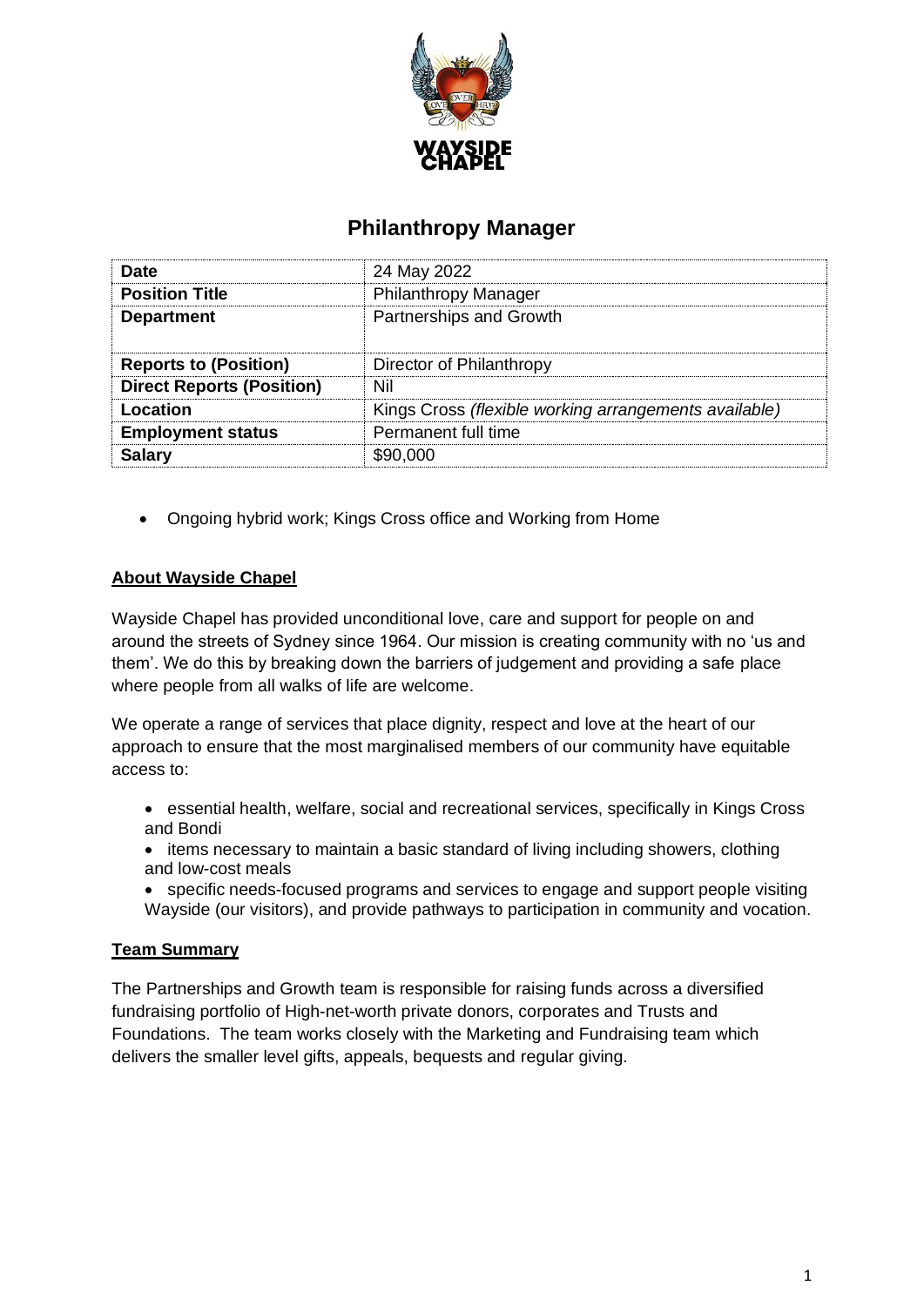# Philanthropy Manager

| Date | 24 May 2022 |
| --- | --- |
| **Position Title** | Philanthropy Manager |
| **Department** | Partnerships and Growth |
| **Reports to (Position)** | Director of Philanthropy |
| **Direct Reports (Position)** | Nil |
| **Location** | Kings Cross *(flexible working arrangements available)* |
| **Employment status** | Permanent full time |
| **Salary** | $90,000 |

- Ongoing hybrid work; Kings Cross office and Working from Home

## About Wayside Chapel

Wayside Chapel has provided unconditional love, care and support for people on and around the streets of Sydney since 1964. Our mission is creating community with no 'us and them'. We do this by breaking down the barriers of judgement and providing a safe place where people from all walks of life are welcome.

We operate a range of services that place dignity, respect and love at the heart of our approach to ensure that the most marginalised members of our community have equitable access to:

- essential health, welfare, social and recreational services, specifically in Kings Cross and Bondi
- items necessary to maintain a basic standard of living including showers, clothing and low-cost meals
- specific needs-focused programs and services to engage and support people visiting Wayside (our visitors), and provide pathways to participation in community and vocation.

## Team Summary

The Partnerships and Growth team is responsible for raising funds across a diversified fundraising portfolio of High-net-worth private donors, corporates and Trusts and Foundations. The team works closely with the Marketing and Fundraising team which delivers the smaller level gifts, appeals, bequests and regular giving.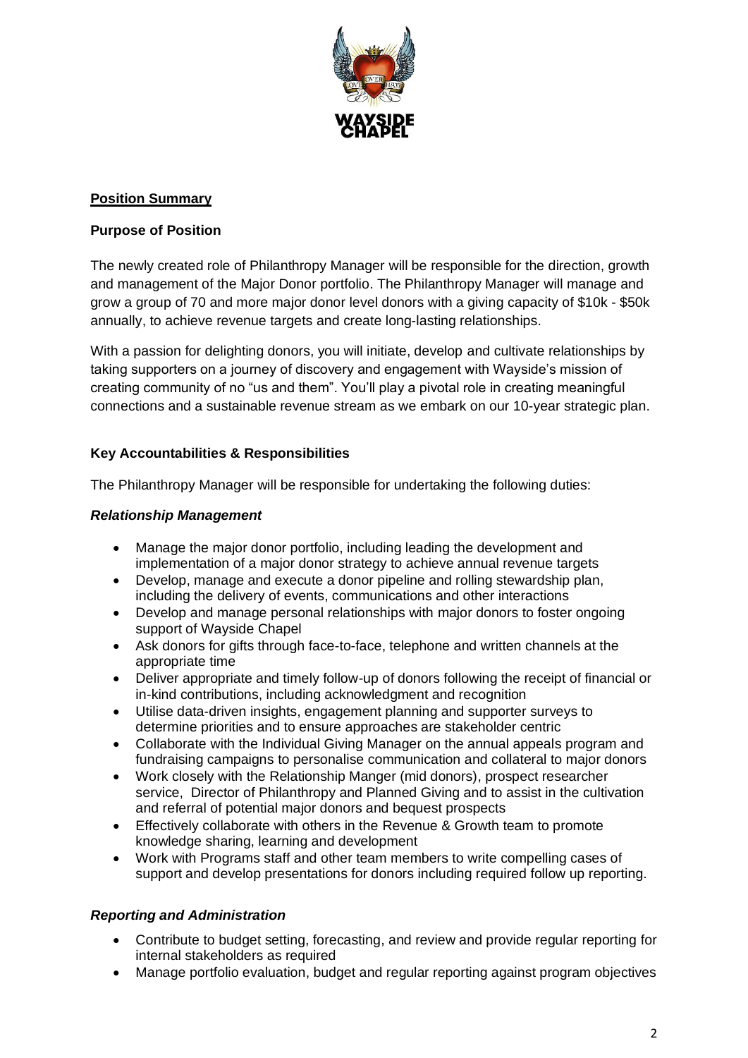## **Position Summary**

### Purpose of Position

The newly created role of Philanthropy Manager will be responsible for the direction, growth and management of the Major Donor portfolio. The Philanthropy Manager will manage and grow a group of 70 and more major donor level donors with a giving capacity of $10k - $50k annually, to achieve revenue targets and create long-lasting relationships.

With a passion for delighting donors, you will initiate, develop and cultivate relationships by taking supporters on a journey of discovery and engagement with Wayside's mission of creating community of no "us and them". You'll play a pivotal role in creating meaningful connections and a sustainable revenue stream as we embark on our 10-year strategic plan.

### Key Accountabilities & Responsibilities

The Philanthropy Manager will be responsible for undertaking the following duties:

#### *Relationship Management*

- Manage the major donor portfolio, including leading the development and implementation of a major donor strategy to achieve annual revenue targets
- Develop, manage and execute a donor pipeline and rolling stewardship plan, including the delivery of events, communications and other interactions
- Develop and manage personal relationships with major donors to foster ongoing support of Wayside Chapel
- Ask donors for gifts through face-to-face, telephone and written channels at the appropriate time
- Deliver appropriate and timely follow-up of donors following the receipt of financial or in-kind contributions, including acknowledgment and recognition
- Utilise data-driven insights, engagement planning and supporter surveys to determine priorities and to ensure approaches are stakeholder centric
- Collaborate with the Individual Giving Manager on the annual appeals program and fundraising campaigns to personalise communication and collateral to major donors
- Work closely with the Relationship Manger (mid donors), prospect researcher service, Director of Philanthropy and Planned Giving and to assist in the cultivation and referral of potential major donors and bequest prospects
- Effectively collaborate with others in the Revenue & Growth team to promote knowledge sharing, learning and development
- Work with Programs staff and other team members to write compelling cases of support and develop presentations for donors including required follow up reporting.

#### *Reporting and Administration*

- Contribute to budget setting, forecasting, and review and provide regular reporting for internal stakeholders as required
- Manage portfolio evaluation, budget and regular reporting against program objectives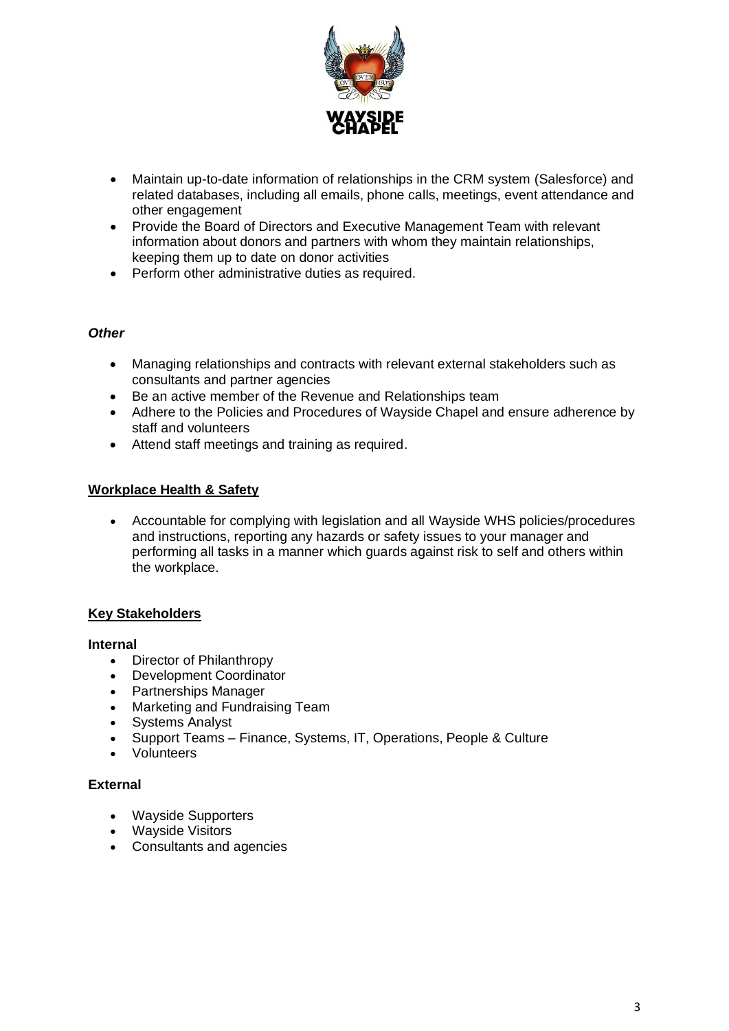- Maintain up-to-date information of relationships in the CRM system (Salesforce) and related databases, including all emails, phone calls, meetings, event attendance and other engagement
- Provide the Board of Directors and Executive Management Team with relevant information about donors and partners with whom they maintain relationships, keeping them up to date on donor activities
- Perform other administrative duties as required.

### *Other*

- Managing relationships and contracts with relevant external stakeholders such as consultants and partner agencies
- Be an active member of the Revenue and Relationships team
- Adhere to the Policies and Procedures of Wayside Chapel and ensure adherence by staff and volunteers
- Attend staff meetings and training as required.

## Workplace Health & Safety

- Accountable for complying with legislation and all Wayside WHS policies/procedures and instructions, reporting any hazards or safety issues to your manager and performing all tasks in a manner which guards against risk to self and others within the workplace.

## Key Stakeholders

### Internal

- Director of Philanthropy
- Development Coordinator
- Partnerships Manager
- Marketing and Fundraising Team
- Systems Analyst
- Support Teams – Finance, Systems, IT, Operations, People & Culture
- Volunteers

### External

- Wayside Supporters
- Wayside Visitors
- Consultants and agencies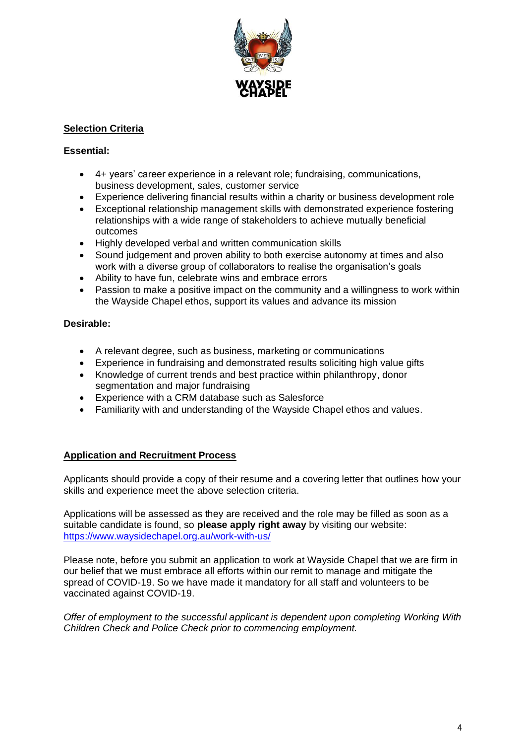## Selection Criteria

### Essential:

- 4+ years' career experience in a relevant role; fundraising, communications, business development, sales, customer service
- Experience delivering financial results within a charity or business development role
- Exceptional relationship management skills with demonstrated experience fostering relationships with a wide range of stakeholders to achieve mutually beneficial outcomes
- Highly developed verbal and written communication skills
- Sound judgement and proven ability to both exercise autonomy at times and also work with a diverse group of collaborators to realise the organisation's goals
- Ability to have fun, celebrate wins and embrace errors
- Passion to make a positive impact on the community and a willingness to work within the Wayside Chapel ethos, support its values and advance its mission

### Desirable:

- A relevant degree, such as business, marketing or communications
- Experience in fundraising and demonstrated results soliciting high value gifts
- Knowledge of current trends and best practice within philanthropy, donor segmentation and major fundraising
- Experience with a CRM database such as Salesforce
- Familiarity with and understanding of the Wayside Chapel ethos and values.

## Application and Recruitment Process

Applicants should provide a copy of their resume and a covering letter that outlines how your skills and experience meet the above selection criteria.

Applications will be assessed as they are received and the role may be filled as soon as a suitable candidate is found, so **please apply right away** by visiting our website: [https://www.waysidechapel.org.au/work-with-us/](https://www.waysidechapel.org.au/work-with-us/)

Please note, before you submit an application to work at Wayside Chapel that we are firm in our belief that we must embrace all efforts within our remit to manage and mitigate the spread of COVID-19. So we have made it mandatory for all staff and volunteers to be vaccinated against COVID-19.

*Offer of employment to the successful applicant is dependent upon completing Working With Children Check and Police Check prior to commencing employment.*